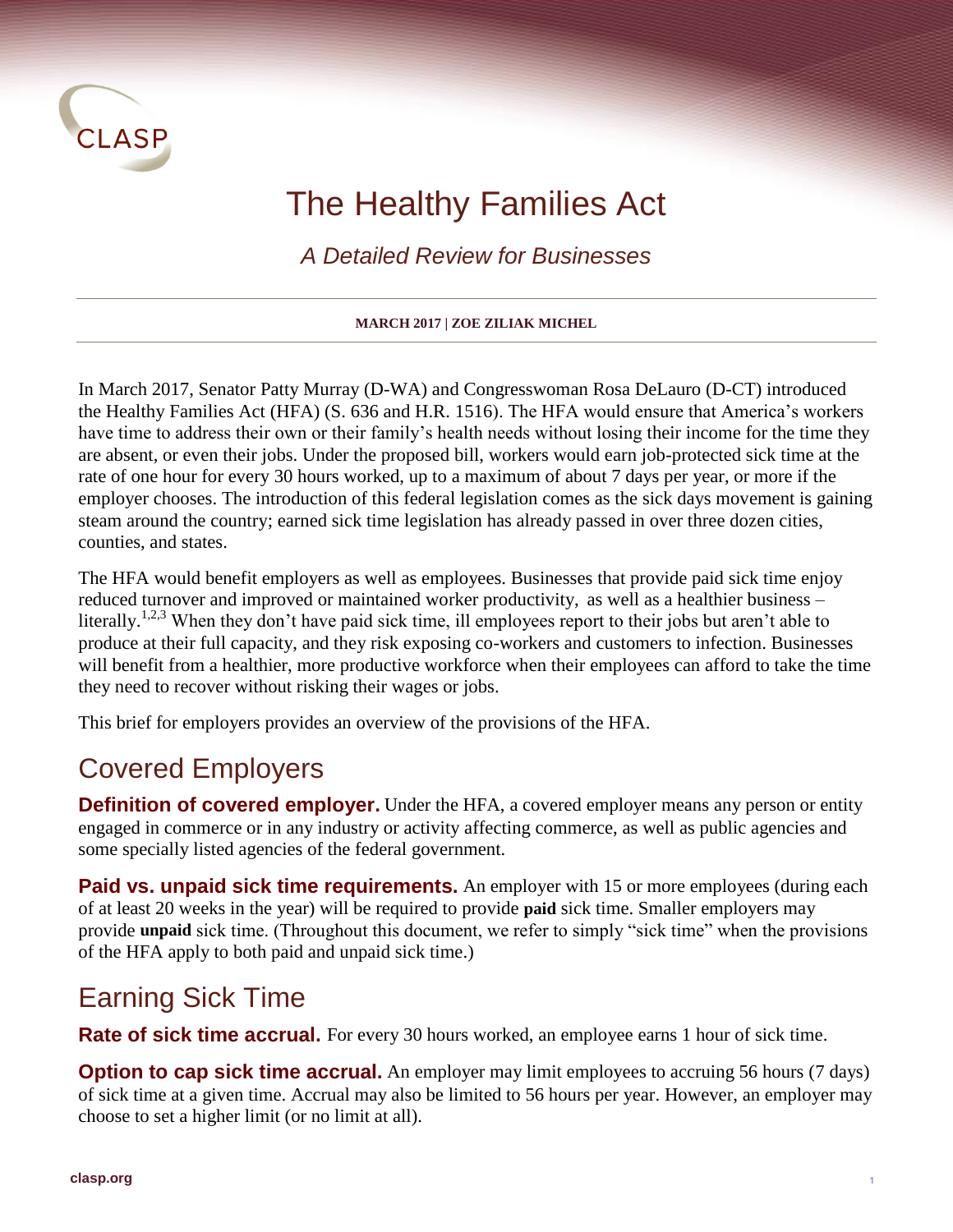# The Healthy Families Act

*A Detailed Review for Businesses*

**MARCH 2017 | ZOE ZILIAK MICHEL**

In March 2017, Senator Patty Murray (D-WA) and Congresswoman Rosa DeLauro (D-CT) introduced the Healthy Families Act (HFA) (S. 636 and H.R. 1516). The HFA would ensure that America's workers have time to address their own or their family's health needs without losing their income for the time they are absent, or even their jobs. Under the proposed bill, workers would earn job-protected sick time at the rate of one hour for every 30 hours worked, up to a maximum of about 7 days per year, or more if the employer chooses. The introduction of this federal legislation comes as the sick days movement is gaining steam around the country; earned sick time legislation has already passed in over three dozen cities, counties, and states.

The HFA would benefit employers as well as employees. Businesses that provide paid sick time enjoy reduced turnover and improved or maintained worker productivity, as well as a healthier business – literally.[1,2,3] When they don't have paid sick time, ill employees report to their jobs but aren't able to produce at their full capacity, and they risk exposing co-workers and customers to infection. Businesses will benefit from a healthier, more productive workforce when their employees can afford to take the time they need to recover without risking their wages or jobs.

This brief for employers provides an overview of the provisions of the HFA.

## Covered Employers

**Definition of covered employer.** Under the HFA, a covered employer means any person or entity engaged in commerce or in any industry or activity affecting commerce, as well as public agencies and some specially listed agencies of the federal government.

**Paid vs. unpaid sick time requirements.** An employer with 15 or more employees (during each of at least 20 weeks in the year) will be required to provide **paid** sick time. Smaller employers may provide **unpaid** sick time. (Throughout this document, we refer to simply "sick time" when the provisions of the HFA apply to both paid and unpaid sick time.)

## Earning Sick Time

**Rate of sick time accrual.** For every 30 hours worked, an employee earns 1 hour of sick time.

**Option to cap sick time accrual.** An employer may limit employees to accruing 56 hours (7 days) of sick time at a given time. Accrual may also be limited to 56 hours per year. However, an employer may choose to set a higher limit (or no limit at all).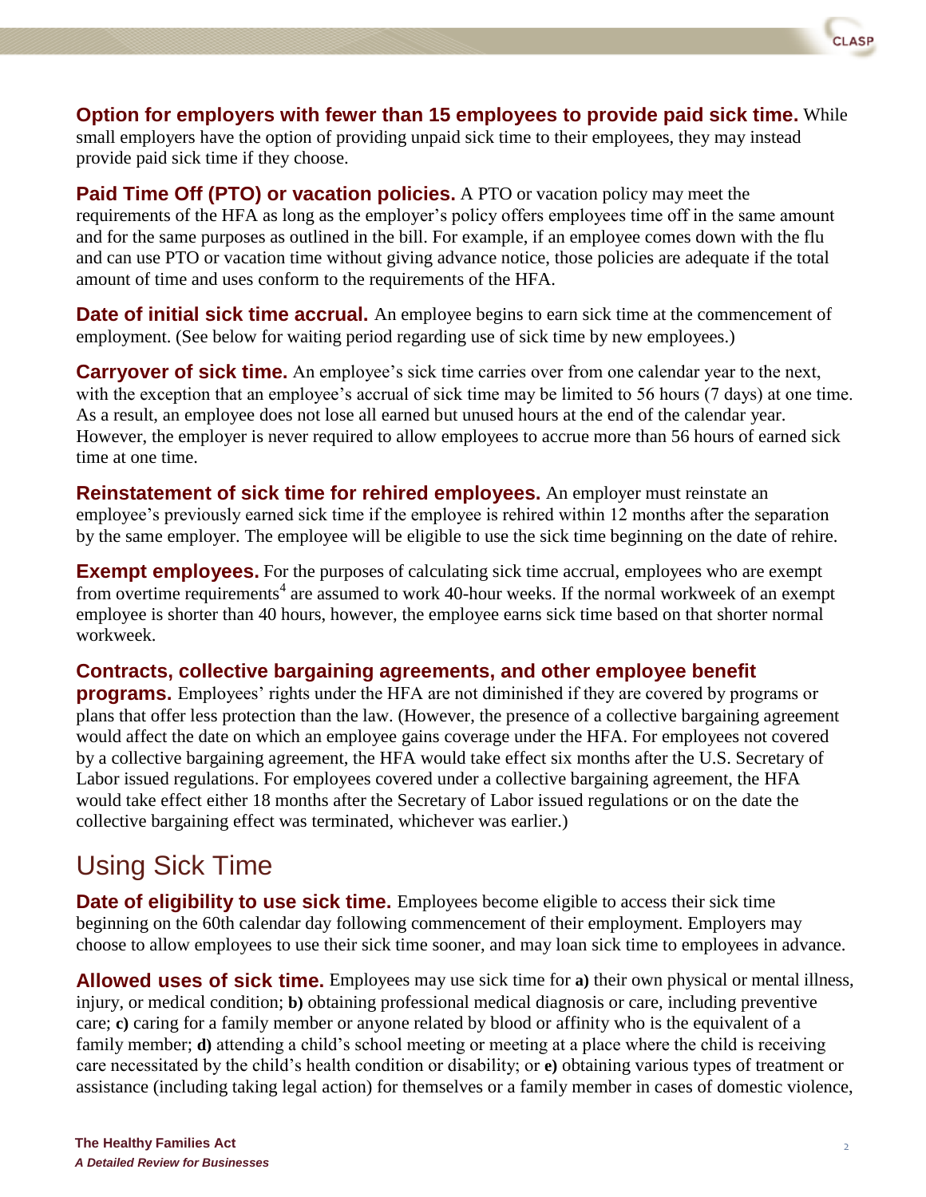**Option for employers with fewer than 15 employees to provide paid sick time.** While small employers have the option of providing unpaid sick time to their employees, they may instead provide paid sick time if they choose.

**Paid Time Off (PTO) or vacation policies.** A PTO or vacation policy may meet the requirements of the HFA as long as the employer's policy offers employees time off in the same amount and for the same purposes as outlined in the bill. For example, if an employee comes down with the flu and can use PTO or vacation time without giving advance notice, those policies are adequate if the total amount of time and uses conform to the requirements of the HFA.

**Date of initial sick time accrual.** An employee begins to earn sick time at the commencement of employment. (See below for waiting period regarding use of sick time by new employees.)

**Carryover of sick time.** An employee's sick time carries over from one calendar year to the next, with the exception that an employee's accrual of sick time may be limited to 56 hours (7 days) at one time. As a result, an employee does not lose all earned but unused hours at the end of the calendar year. However, the employer is never required to allow employees to accrue more than 56 hours of earned sick time at one time.

**Reinstatement of sick time for rehired employees.** An employer must reinstate an employee's previously earned sick time if the employee is rehired within 12 months after the separation by the same employer. The employee will be eligible to use the sick time beginning on the date of rehire.

**Exempt employees.** For the purposes of calculating sick time accrual, employees who are exempt from overtime requirements[4] are assumed to work 40-hour weeks. If the normal workweek of an exempt employee is shorter than 40 hours, however, the employee earns sick time based on that shorter normal workweek.

**Contracts, collective bargaining agreements, and other employee benefit programs.** Employees' rights under the HFA are not diminished if they are covered by programs or plans that offer less protection than the law. (However, the presence of a collective bargaining agreement would affect the date on which an employee gains coverage under the HFA. For employees not covered by a collective bargaining agreement, the HFA would take effect six months after the U.S. Secretary of Labor issued regulations. For employees covered under a collective bargaining agreement, the HFA would take effect either 18 months after the Secretary of Labor issued regulations or on the date the collective bargaining effect was terminated, whichever was earlier.)

## Using Sick Time

**Date of eligibility to use sick time.** Employees become eligible to access their sick time beginning on the 60th calendar day following commencement of their employment. Employers may choose to allow employees to use their sick time sooner, and may loan sick time to employees in advance.

**Allowed uses of sick time.** Employees may use sick time for **a)** their own physical or mental illness, injury, or medical condition; **b)** obtaining professional medical diagnosis or care, including preventive care; **c)** caring for a family member or anyone related by blood or affinity who is the equivalent of a family member; **d)** attending a child's school meeting or meeting at a place where the child is receiving care necessitated by the child's health condition or disability; or **e)** obtaining various types of treatment or assistance (including taking legal action) for themselves or a family member in cases of domestic violence,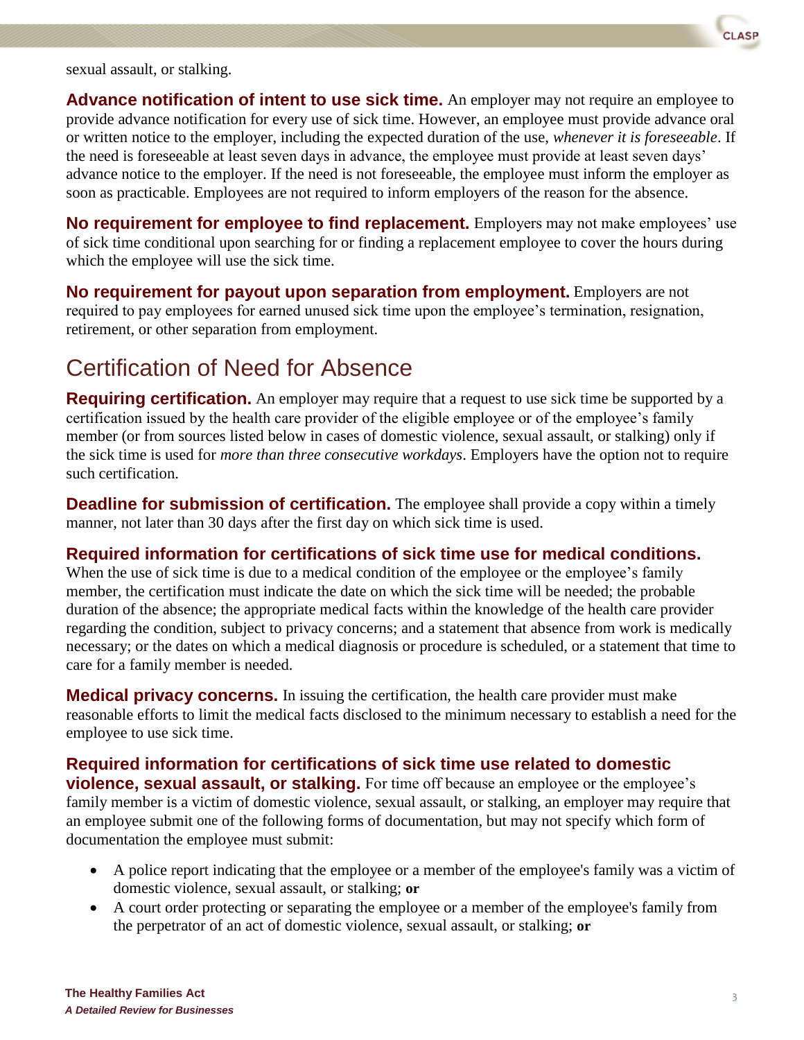sexual assault, or stalking.

**Advance notification of intent to use sick time.** An employer may not require an employee to provide advance notification for every use of sick time. However, an employee must provide advance oral or written notice to the employer, including the expected duration of the use, *whenever it is foreseeable*. If the need is foreseeable at least seven days in advance, the employee must provide at least seven days' advance notice to the employer. If the need is not foreseeable, the employee must inform the employer as soon as practicable. Employees are not required to inform employers of the reason for the absence.

**No requirement for employee to find replacement.** Employers may not make employees' use of sick time conditional upon searching for or finding a replacement employee to cover the hours during which the employee will use the sick time.

**No requirement for payout upon separation from employment.** Employers are not required to pay employees for earned unused sick time upon the employee's termination, resignation, retirement, or other separation from employment.

## Certification of Need for Absence

**Requiring certification.** An employer may require that a request to use sick time be supported by a certification issued by the health care provider of the eligible employee or of the employee's family member (or from sources listed below in cases of domestic violence, sexual assault, or stalking) only if the sick time is used for *more than three consecutive workdays*. Employers have the option not to require such certification.

**Deadline for submission of certification.** The employee shall provide a copy within a timely manner, not later than 30 days after the first day on which sick time is used.

**Required information for certifications of sick time use for medical conditions.** When the use of sick time is due to a medical condition of the employee or the employee's family member, the certification must indicate the date on which the sick time will be needed; the probable duration of the absence; the appropriate medical facts within the knowledge of the health care provider regarding the condition, subject to privacy concerns; and a statement that absence from work is medically necessary; or the dates on which a medical diagnosis or procedure is scheduled, or a statement that time to care for a family member is needed.

**Medical privacy concerns.** In issuing the certification, the health care provider must make reasonable efforts to limit the medical facts disclosed to the minimum necessary to establish a need for the employee to use sick time.

**Required information for certifications of sick time use related to domestic violence, sexual assault, or stalking.** For time off because an employee or the employee's family member is a victim of domestic violence, sexual assault, or stalking, an employer may require that an employee submit one of the following forms of documentation, but may not specify which form of documentation the employee must submit:

- A police report indicating that the employee or a member of the employee's family was a victim of domestic violence, sexual assault, or stalking; **or**
- A court order protecting or separating the employee or a member of the employee's family from the perpetrator of an act of domestic violence, sexual assault, or stalking; **or**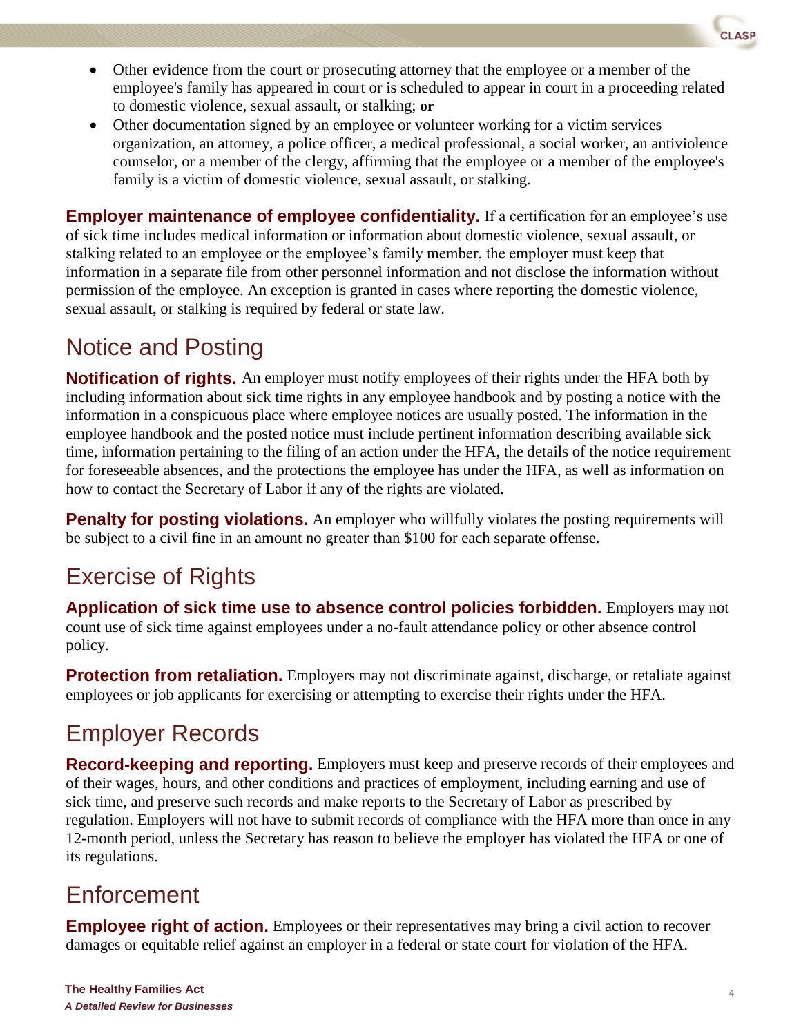- Other evidence from the court or prosecuting attorney that the employee or a member of the employee's family has appeared in court or is scheduled to appear in court in a proceeding related to domestic violence, sexual assault, or stalking; **or**
- Other documentation signed by an employee or volunteer working for a victim services organization, an attorney, a police officer, a medical professional, a social worker, an antiviolence counselor, or a member of the clergy, affirming that the employee or a member of the employee's family is a victim of domestic violence, sexual assault, or stalking.

**Employer maintenance of employee confidentiality.** If a certification for an employee's use of sick time includes medical information or information about domestic violence, sexual assault, or stalking related to an employee or the employee's family member, the employer must keep that information in a separate file from other personnel information and not disclose the information without permission of the employee. An exception is granted in cases where reporting the domestic violence, sexual assault, or stalking is required by federal or state law.

## Notice and Posting

**Notification of rights.** An employer must notify employees of their rights under the HFA both by including information about sick time rights in any employee handbook and by posting a notice with the information in a conspicuous place where employee notices are usually posted. The information in the employee handbook and the posted notice must include pertinent information describing available sick time, information pertaining to the filing of an action under the HFA, the details of the notice requirement for foreseeable absences, and the protections the employee has under the HFA, as well as information on how to contact the Secretary of Labor if any of the rights are violated.

**Penalty for posting violations.** An employer who willfully violates the posting requirements will be subject to a civil fine in an amount no greater than $100 for each separate offense.

## Exercise of Rights

**Application of sick time use to absence control policies forbidden.** Employers may not count use of sick time against employees under a no-fault attendance policy or other absence control policy.

**Protection from retaliation.** Employers may not discriminate against, discharge, or retaliate against employees or job applicants for exercising or attempting to exercise their rights under the HFA.

## Employer Records

**Record-keeping and reporting.** Employers must keep and preserve records of their employees and of their wages, hours, and other conditions and practices of employment, including earning and use of sick time, and preserve such records and make reports to the Secretary of Labor as prescribed by regulation. Employers will not have to submit records of compliance with the HFA more than once in any 12-month period, unless the Secretary has reason to believe the employer has violated the HFA or one of its regulations.

## Enforcement

**Employee right of action.** Employees or their representatives may bring a civil action to recover damages or equitable relief against an employer in a federal or state court for violation of the HFA.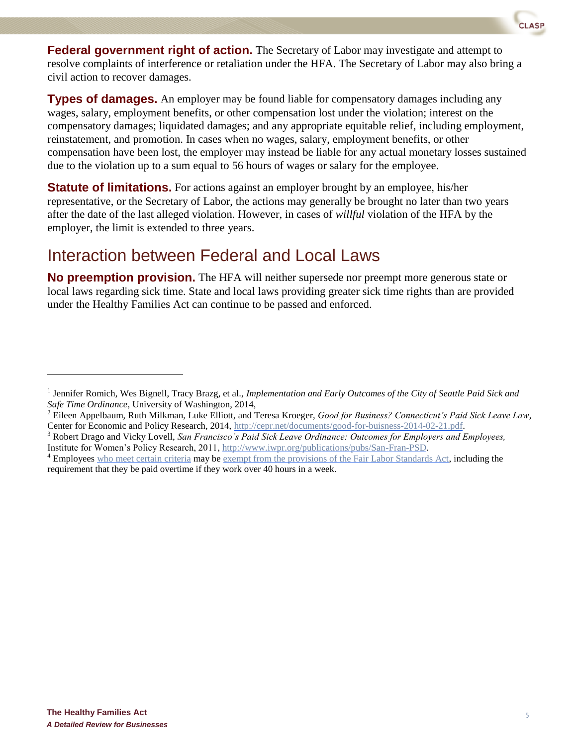**Federal government right of action.** The Secretary of Labor may investigate and attempt to resolve complaints of interference or retaliation under the HFA. The Secretary of Labor may also bring a civil action to recover damages.

**Types of damages.** An employer may be found liable for compensatory damages including any wages, salary, employment benefits, or other compensation lost under the violation; interest on the compensatory damages; liquidated damages; and any appropriate equitable relief, including employment, reinstatement, and promotion. In cases when no wages, salary, employment benefits, or other compensation have been lost, the employer may instead be liable for any actual monetary losses sustained due to the violation up to a sum equal to 56 hours of wages or salary for the employee.

**Statute of limitations.** For actions against an employer brought by an employee, his/her representative, or the Secretary of Labor, the actions may generally be brought no later than two years after the date of the last alleged violation. However, in cases of *willful* violation of the HFA by the employer, the limit is extended to three years.

## Interaction between Federal and Local Laws

**No preemption provision.** The HFA will neither supersede nor preempt more generous state or local laws regarding sick time. State and local laws providing greater sick time rights than are provided under the Healthy Families Act can continue to be passed and enforced.

---

[1] Jennifer Romich, Wes Bignell, Tracy Brazg, et al., *Implementation and Early Outcomes of the City of Seattle Paid Sick and Safe Time Ordinance*, University of Washington, 2014,

[2] Eileen Appelbaum, Ruth Milkman, Luke Elliott, and Teresa Kroeger, *Good for Business? Connecticut's Paid Sick Leave Law*, Center for Economic and Policy Research, 2014, http://cepr.net/documents/good-for-buisness-2014-02-21.pdf.

[3] Robert Drago and Vicky Lovell, *San Francisco's Paid Sick Leave Ordinance: Outcomes for Employers and Employees,* Institute for Women's Policy Research, 2011, http://www.iwpr.org/publications/pubs/San-Fran-PSD.

[4] Employees who meet certain criteria may be exempt from the provisions of the Fair Labor Standards Act, including the requirement that they be paid overtime if they work over 40 hours in a week.